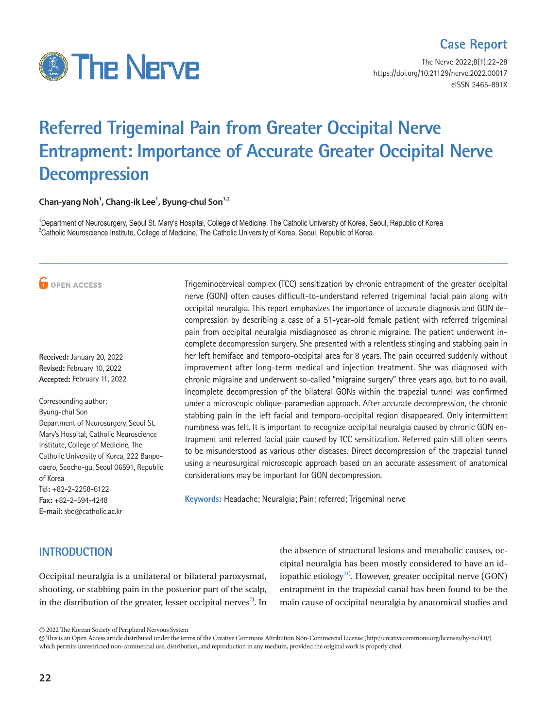Case Report

# Referred Trigeminal Pain from Greater Occipital Nerve Entrapment: Importance of Accurate Greater Occipital Nerve Decompression

**Chan-yang Noh[1], Chang-ik Lee[1], Byung-chul Son[1,2]**

[1]Department of Neurosurgery, Seoul St. Mary's Hospital, College of Medicine, The Catholic University of Korea, Seoul, Republic of Korea
[2]Catholic Neuroscience Institute, College of Medicine, The Catholic University of Korea, Seoul, Republic of Korea

OPEN ACCESS

**Received:** January 20, 2022
**Revised:** February 10, 2022
**Accepted:** February 11, 2022

Corresponding author:
Byung-chul Son
Department of Neurosurgery, Seoul St. Mary's Hospital, Catholic Neuroscience Institute, College of Medicine, The Catholic University of Korea, 222 Banpo-daero, Seocho-gu, Seoul 06591, Republic of Korea
**Tel:** +82-2-2258-6122
**Fax:** +82-2-594-4248
**E-mail:** sbc@catholic.ac.kr

Trigeminocervical complex (TCC) sensitization by chronic entrapment of the greater occipital nerve (GON) often causes difficult-to-understand referred trigeminal facial pain along with occipital neuralgia. This report emphasizes the importance of accurate diagnosis and GON decompression by describing a case of a 51-year-old female patient with referred trigeminal pain from occipital neuralgia misdiagnosed as chronic migraine. The patient underwent incomplete decompression surgery. She presented with a relentless stinging and stabbing pain in her left hemiface and temporo-occipital area for 8 years. The pain occurred suddenly without improvement after long-term medical and injection treatment. She was diagnosed with chronic migraine and underwent so-called "migraine surgery" three years ago, but to no avail. Incomplete decompression of the bilateral GONs within the trapezial tunnel was confirmed under a microscopic oblique-paramedian approach. After accurate decompression, the chronic stabbing pain in the left facial and temporo-occipital region disappeared. Only intermittent numbness was felt. It is important to recognize occipital neuralgia caused by chronic GON entrapment and referred facial pain caused by TCC sensitization. Referred pain still often seems to be misunderstood as various other diseases. Direct decompression of the trapezial tunnel using a neurosurgical microscopic approach based on an accurate assessment of anatomical considerations may be important for GON decompression.

**Keywords:** Headache; Neuralgia; Pain; referred; Trigeminal nerve

## INTRODUCTION

Occipital neuralgia is a unilateral or bilateral paroxysmal, shooting, or stabbing pain in the posterior part of the scalp, in the distribution of the greater, lesser occipital nerves[7]. In the absence of structural lesions and metabolic causes, occipital neuralgia has been mostly considered to have an idiopathic etiology[21]. However, greater occipital nerve (GON) entrapment in the trapezial canal has been found to be the main cause of occipital neuralgia by anatomical studies and

© 2022 The Korean Society of Peripheral Nervous System
This is an Open Access article distributed under the terms of the Creative Commons Attribution Non-Commercial License (http://creativecommons.org/licenses/by-nc/4.0/) which permits unrestricted non-commercial use, distribution, and reproduction in any medium, provided the original work is properly cited.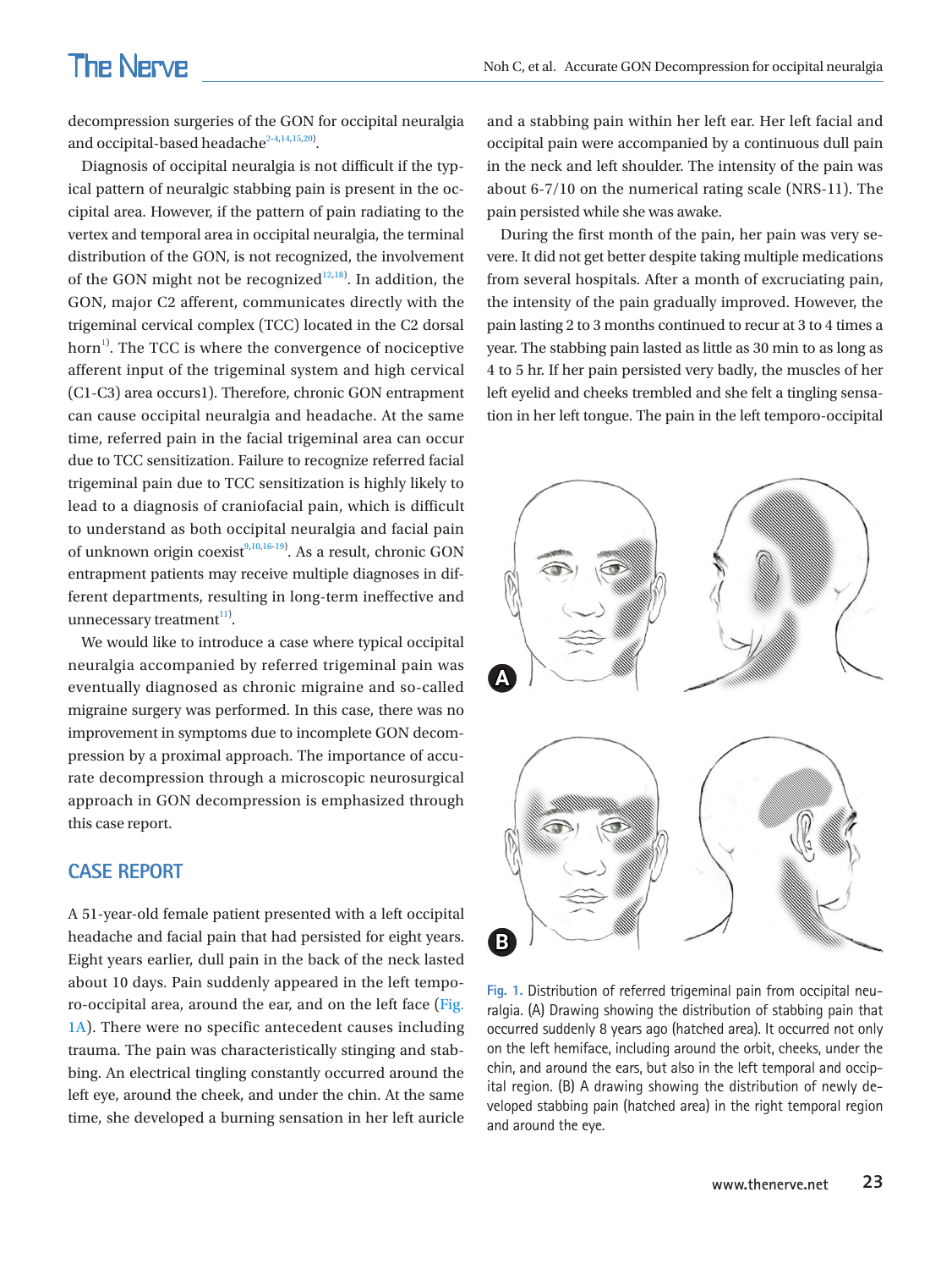decompression surgeries of the GON for occipital neuralgia and occipital-based headache[2-4,14,15,20].

Diagnosis of occipital neuralgia is not difficult if the typical pattern of neuralgic stabbing pain is present in the occipital area. However, if the pattern of pain radiating to the vertex and temporal area in occipital neuralgia, the terminal distribution of the GON, is not recognized, the involvement of the GON might not be recognized[12,18]. In addition, the GON, major C2 afferent, communicates directly with the trigeminal cervical complex (TCC) located in the C2 dorsal horn[1]. The TCC is where the convergence of nociceptive afferent input of the trigeminal system and high cervical (C1-C3) area occurs1). Therefore, chronic GON entrapment can cause occipital neuralgia and headache. At the same time, referred pain in the facial trigeminal area can occur due to TCC sensitization. Failure to recognize referred facial trigeminal pain due to TCC sensitization is highly likely to lead to a diagnosis of craniofacial pain, which is difficult to understand as both occipital neuralgia and facial pain of unknown origin coexist[9,10,16-19]. As a result, chronic GON entrapment patients may receive multiple diagnoses in different departments, resulting in long-term ineffective and unnecessary treatment[11].

We would like to introduce a case where typical occipital neuralgia accompanied by referred trigeminal pain was eventually diagnosed as chronic migraine and so-called migraine surgery was performed. In this case, there was no improvement in symptoms due to incomplete GON decompression by a proximal approach. The importance of accurate decompression through a microscopic neurosurgical approach in GON decompression is emphasized through this case report.

## CASE REPORT

A 51-year-old female patient presented with a left occipital headache and facial pain that had persisted for eight years. Eight years earlier, dull pain in the back of the neck lasted about 10 days. Pain suddenly appeared in the left temporo-occipital area, around the ear, and on the left face (Fig. 1A). There were no specific antecedent causes including trauma. The pain was characteristically stinging and stabbing. An electrical tingling constantly occurred around the left eye, around the cheek, and under the chin. At the same time, she developed a burning sensation in her left auricle and a stabbing pain within her left ear. Her left facial and occipital pain were accompanied by a continuous dull pain in the neck and left shoulder. The intensity of the pain was about 6-7/10 on the numerical rating scale (NRS-11). The pain persisted while she was awake.

During the first month of the pain, her pain was very severe. It did not get better despite taking multiple medications from several hospitals. After a month of excruciating pain, the intensity of the pain gradually improved. However, the pain lasting 2 to 3 months continued to recur at 3 to 4 times a year. The stabbing pain lasted as little as 30 min to as long as 4 to 5 hr. If her pain persisted very badly, the muscles of her left eyelid and cheeks trembled and she felt a tingling sensation in her left tongue. The pain in the left temporo-occipital

Fig. 1. Distribution of referred trigeminal pain from occipital neuralgia. (A) Drawing showing the distribution of stabbing pain that occurred suddenly 8 years ago (hatched area). It occurred not only on the left hemiface, including around the orbit, cheeks, under the chin, and around the ears, but also in the left temporal and occipital region. (B) A drawing showing the distribution of newly developed stabbing pain (hatched area) in the right temporal region and around the eye.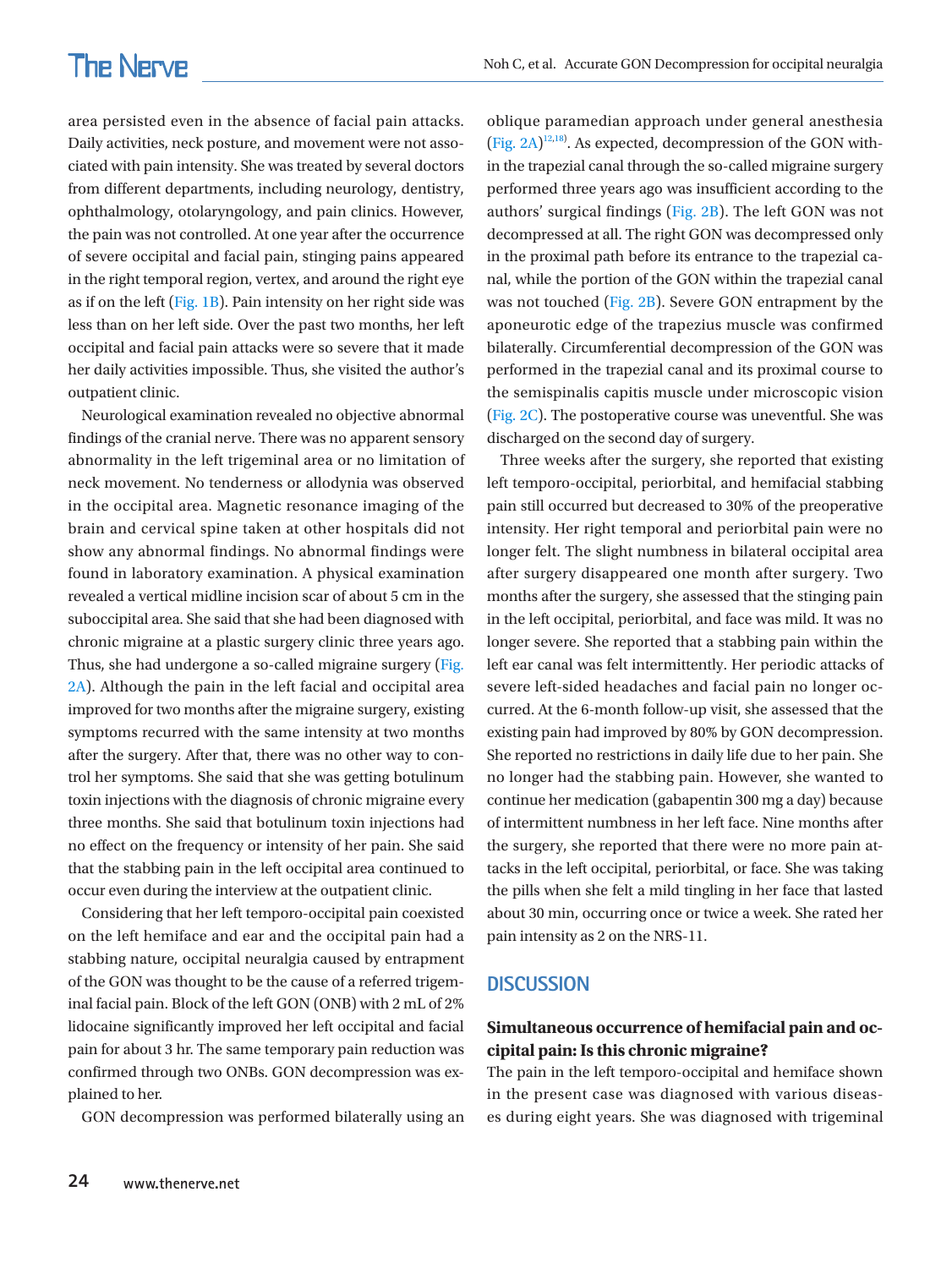area persisted even in the absence of facial pain attacks. Daily activities, neck posture, and movement were not associated with pain intensity. She was treated by several doctors from different departments, including neurology, dentistry, ophthalmology, otolaryngology, and pain clinics. However, the pain was not controlled. At one year after the occurrence of severe occipital and facial pain, stinging pains appeared in the right temporal region, vertex, and around the right eye as if on the left (Fig. 1B). Pain intensity on her right side was less than on her left side. Over the past two months, her left occipital and facial pain attacks were so severe that it made her daily activities impossible. Thus, she visited the author's outpatient clinic.

Neurological examination revealed no objective abnormal findings of the cranial nerve. There was no apparent sensory abnormality in the left trigeminal area or no limitation of neck movement. No tenderness or allodynia was observed in the occipital area. Magnetic resonance imaging of the brain and cervical spine taken at other hospitals did not show any abnormal findings. No abnormal findings were found in laboratory examination. A physical examination revealed a vertical midline incision scar of about 5 cm in the suboccipital area. She said that she had been diagnosed with chronic migraine at a plastic surgery clinic three years ago. Thus, she had undergone a so-called migraine surgery (Fig. 2A). Although the pain in the left facial and occipital area improved for two months after the migraine surgery, existing symptoms recurred with the same intensity at two months after the surgery. After that, there was no other way to control her symptoms. She said that she was getting botulinum toxin injections with the diagnosis of chronic migraine every three months. She said that botulinum toxin injections had no effect on the frequency or intensity of her pain. She said that the stabbing pain in the left occipital area continued to occur even during the interview at the outpatient clinic.

Considering that her left temporo-occipital pain coexisted on the left hemiface and ear and the occipital pain had a stabbing nature, occipital neuralgia caused by entrapment of the GON was thought to be the cause of a referred trigeminal facial pain. Block of the left GON (ONB) with 2 mL of 2% lidocaine significantly improved her left occipital and facial pain for about 3 hr. The same temporary pain reduction was confirmed through two ONBs. GON decompression was explained to her.

GON decompression was performed bilaterally using an oblique paramedian approach under general anesthesia (Fig. 2A)[12,18]. As expected, decompression of the GON within the trapezial canal through the so-called migraine surgery performed three years ago was insufficient according to the authors' surgical findings (Fig. 2B). The left GON was not decompressed at all. The right GON was decompressed only in the proximal path before its entrance to the trapezial canal, while the portion of the GON within the trapezial canal was not touched (Fig. 2B). Severe GON entrapment by the aponeurotic edge of the trapezius muscle was confirmed bilaterally. Circumferential decompression of the GON was performed in the trapezial canal and its proximal course to the semispinalis capitis muscle under microscopic vision (Fig. 2C). The postoperative course was uneventful. She was discharged on the second day of surgery.

Three weeks after the surgery, she reported that existing left temporo-occipital, periorbital, and hemifacial stabbing pain still occurred but decreased to 30% of the preoperative intensity. Her right temporal and periorbital pain were no longer felt. The slight numbness in bilateral occipital area after surgery disappeared one month after surgery. Two months after the surgery, she assessed that the stinging pain in the left occipital, periorbital, and face was mild. It was no longer severe. She reported that a stabbing pain within the left ear canal was felt intermittently. Her periodic attacks of severe left-sided headaches and facial pain no longer occurred. At the 6-month follow-up visit, she assessed that the existing pain had improved by 80% by GON decompression. She reported no restrictions in daily life due to her pain. She no longer had the stabbing pain. However, she wanted to continue her medication (gabapentin 300 mg a day) because of intermittent numbness in her left face. Nine months after the surgery, she reported that there were no more pain attacks in the left occipital, periorbital, or face. She was taking the pills when she felt a mild tingling in her face that lasted about 30 min, occurring once or twice a week. She rated her pain intensity as 2 on the NRS-11.

## DISCUSSION

### Simultaneous occurrence of hemifacial pain and occipital pain: Is this chronic migraine?

The pain in the left temporo-occipital and hemiface shown in the present case was diagnosed with various diseases during eight years. She was diagnosed with trigeminal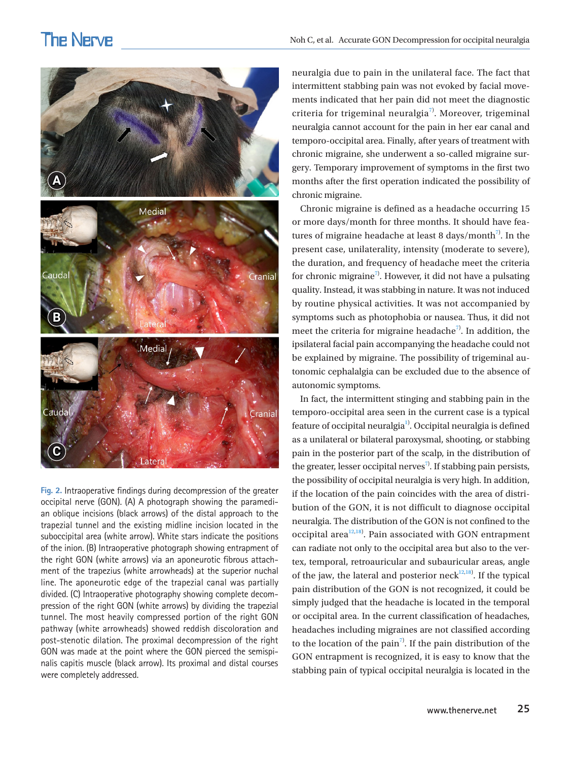Fig. 2. Intraoperative findings during decompression of the greater occipital nerve (GON). (A) A photograph showing the paramedian oblique incisions (black arrows) of the distal approach to the trapezial tunnel and the existing midline incision located in the suboccipital area (white arrow). White stars indicate the positions of the inion. (B) Intraoperative photograph showing entrapment of the right GON (white arrows) via an aponeurotic fibrous attachment of the trapezius (white arrowheads) at the superior nuchal line. The aponeurotic edge of the trapezial canal was partially divided. (C) Intraoperative photography showing complete decompression of the right GON (white arrows) by dividing the trapezial tunnel. The most heavily compressed portion of the right GON pathway (white arrowheads) showed reddish discoloration and post-stenotic dilation. The proximal decompression of the right GON was made at the point where the GON pierced the semispinalis capitis muscle (black arrow). Its proximal and distal courses were completely addressed.

neuralgia due to pain in the unilateral face. The fact that intermittent stabbing pain was not evoked by facial movements indicated that her pain did not meet the diagnostic criteria for trigeminal neuralgia[7]. Moreover, trigeminal neuralgia cannot account for the pain in her ear canal and temporo-occipital area. Finally, after years of treatment with chronic migraine, she underwent a so-called migraine surgery. Temporary improvement of symptoms in the first two months after the first operation indicated the possibility of chronic migraine.

Chronic migraine is defined as a headache occurring 15 or more days/month for three months. It should have features of migraine headache at least 8 days/month[7]. In the present case, unilaterality, intensity (moderate to severe), the duration, and frequency of headache meet the criteria for chronic migraine[7]. However, it did not have a pulsating quality. Instead, it was stabbing in nature. It was not induced by routine physical activities. It was not accompanied by symptoms such as photophobia or nausea. Thus, it did not meet the criteria for migraine headache[7]. In addition, the ipsilateral facial pain accompanying the headache could not be explained by migraine. The possibility of trigeminal autonomic cephalalgia can be excluded due to the absence of autonomic symptoms.

In fact, the intermittent stinging and stabbing pain in the temporo-occipital area seen in the current case is a typical feature of occipital neuralgia[1]. Occipital neuralgia is defined as a unilateral or bilateral paroxysmal, shooting, or stabbing pain in the posterior part of the scalp, in the distribution of the greater, lesser occipital nerves[7]. If stabbing pain persists, the possibility of occipital neuralgia is very high. In addition, if the location of the pain coincides with the area of distribution of the GON, it is not difficult to diagnose occipital neuralgia. The distribution of the GON is not confined to the occipital area[12,18]. Pain associated with GON entrapment can radiate not only to the occipital area but also to the vertex, temporal, retroauricular and subauricular areas, angle of the jaw, the lateral and posterior neck[12,18]. If the typical pain distribution of the GON is not recognized, it could be simply judged that the headache is located in the temporal or occipital area. In the current classification of headaches, headaches including migraines are not classified according to the location of the pain[7]. If the pain distribution of the GON entrapment is recognized, it is easy to know that the stabbing pain of typical occipital neuralgia is located in the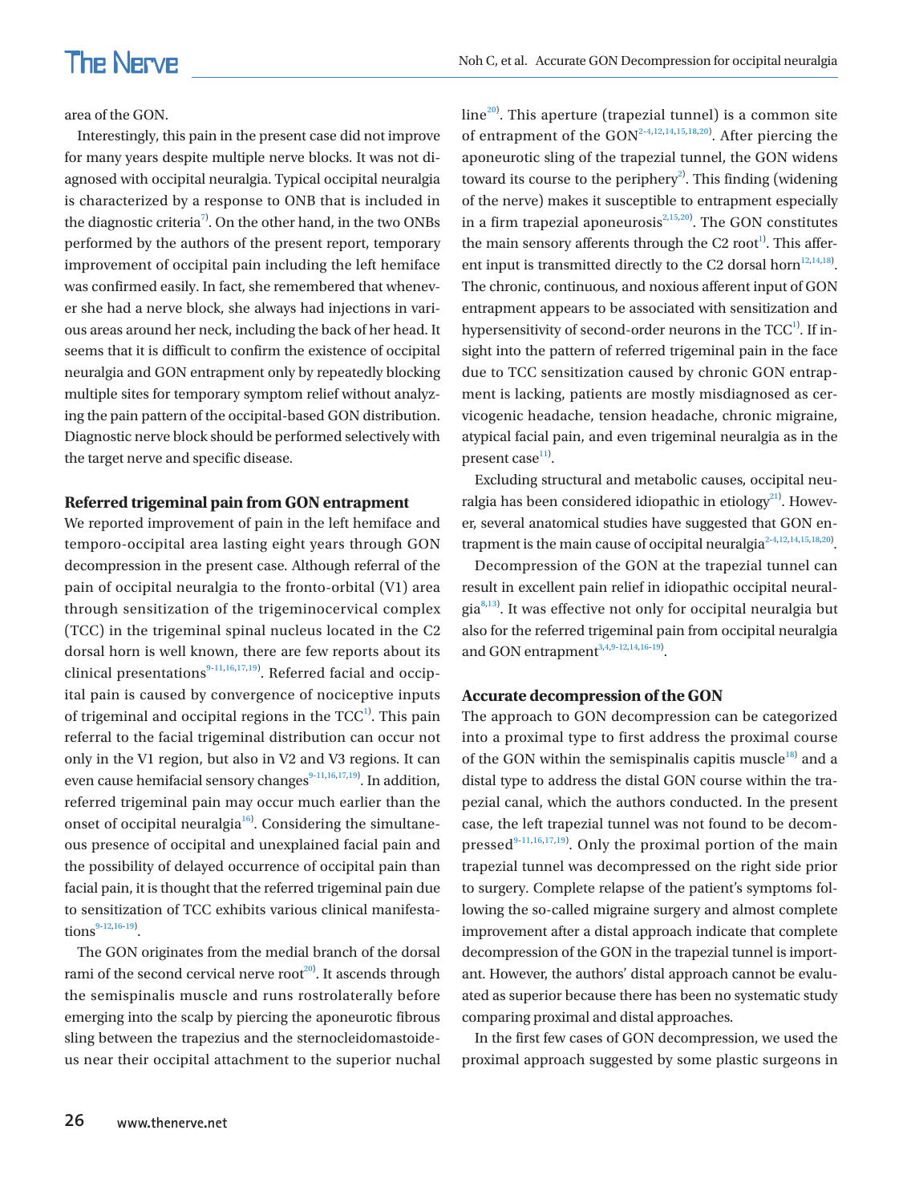area of the GON.

Interestingly, this pain in the present case did not improve for many years despite multiple nerve blocks. It was not diagnosed with occipital neuralgia. Typical occipital neuralgia is characterized by a response to ONB that is included in the diagnostic criteria[7]. On the other hand, in the two ONBs performed by the authors of the present report, temporary improvement of occipital pain including the left hemiface was confirmed easily. In fact, she remembered that whenever she had a nerve block, she always had injections in various areas around her neck, including the back of her head. It seems that it is difficult to confirm the existence of occipital neuralgia and GON entrapment only by repeatedly blocking multiple sites for temporary symptom relief without analyzing the pain pattern of the occipital-based GON distribution. Diagnostic nerve block should be performed selectively with the target nerve and specific disease.

**Referred trigeminal pain from GON entrapment**

We reported improvement of pain in the left hemiface and temporo-occipital area lasting eight years through GON decompression in the present case. Although referral of the pain of occipital neuralgia to the fronto-orbital (V1) area through sensitization of the trigeminocervical complex (TCC) in the trigeminal spinal nucleus located in the C2 dorsal horn is well known, there are few reports about its clinical presentations[9-11,16,17,19]. Referred facial and occipital pain is caused by convergence of nociceptive inputs of trigeminal and occipital regions in the TCC[1]. This pain referral to the facial trigeminal distribution can occur not only in the V1 region, but also in V2 and V3 regions. It can even cause hemifacial sensory changes[9-11,16,17,19]. In addition, referred trigeminal pain may occur much earlier than the onset of occipital neuralgia[16]. Considering the simultaneous presence of occipital and unexplained facial pain and the possibility of delayed occurrence of occipital pain than facial pain, it is thought that the referred trigeminal pain due to sensitization of TCC exhibits various clinical manifestations[9-12,16-19].

The GON originates from the medial branch of the dorsal rami of the second cervical nerve root[20]. It ascends through the semispinalis muscle and runs rostrolaterally before emerging into the scalp by piercing the aponeurotic fibrous sling between the trapezius and the sternocleidomastoideus near their occipital attachment to the superior nuchal line[20]. This aperture (trapezial tunnel) is a common site of entrapment of the GON[2-4,12,14,15,18,20]. After piercing the aponeurotic sling of the trapezial tunnel, the GON widens toward its course to the periphery[2]. This finding (widening of the nerve) makes it susceptible to entrapment especially in a firm trapezial aponeurosis[2,15,20]. The GON constitutes the main sensory afferents through the C2 root[1]. This afferent input is transmitted directly to the C2 dorsal horn[12,14,18]. The chronic, continuous, and noxious afferent input of GON entrapment appears to be associated with sensitization and hypersensitivity of second-order neurons in the TCC[1]. If insight into the pattern of referred trigeminal pain in the face due to TCC sensitization caused by chronic GON entrapment is lacking, patients are mostly misdiagnosed as cervicogenic headache, tension headache, chronic migraine, atypical facial pain, and even trigeminal neuralgia as in the present case[11].

Excluding structural and metabolic causes, occipital neuralgia has been considered idiopathic in etiology[21]. However, several anatomical studies have suggested that GON entrapment is the main cause of occipital neuralgia[2-4,12,14,15,18,20].

Decompression of the GON at the trapezial tunnel can result in excellent pain relief in idiopathic occipital neuralgia[8,13]. It was effective not only for occipital neuralgia but also for the referred trigeminal pain from occipital neuralgia and GON entrapment[3,4,9-12,14,16-19].

**Accurate decompression of the GON**

The approach to GON decompression can be categorized into a proximal type to first address the proximal course of the GON within the semispinalis capitis muscle[18] and a distal type to address the distal GON course within the trapezial canal, which the authors conducted. In the present case, the left trapezial tunnel was not found to be decompressed[9-11,16,17,19]. Only the proximal portion of the main trapezial tunnel was decompressed on the right side prior to surgery. Complete relapse of the patient's symptoms following the so-called migraine surgery and almost complete improvement after a distal approach indicate that complete decompression of the GON in the trapezial tunnel is important. However, the authors' distal approach cannot be evaluated as superior because there has been no systematic study comparing proximal and distal approaches.

In the first few cases of GON decompression, we used the proximal approach suggested by some plastic surgeons in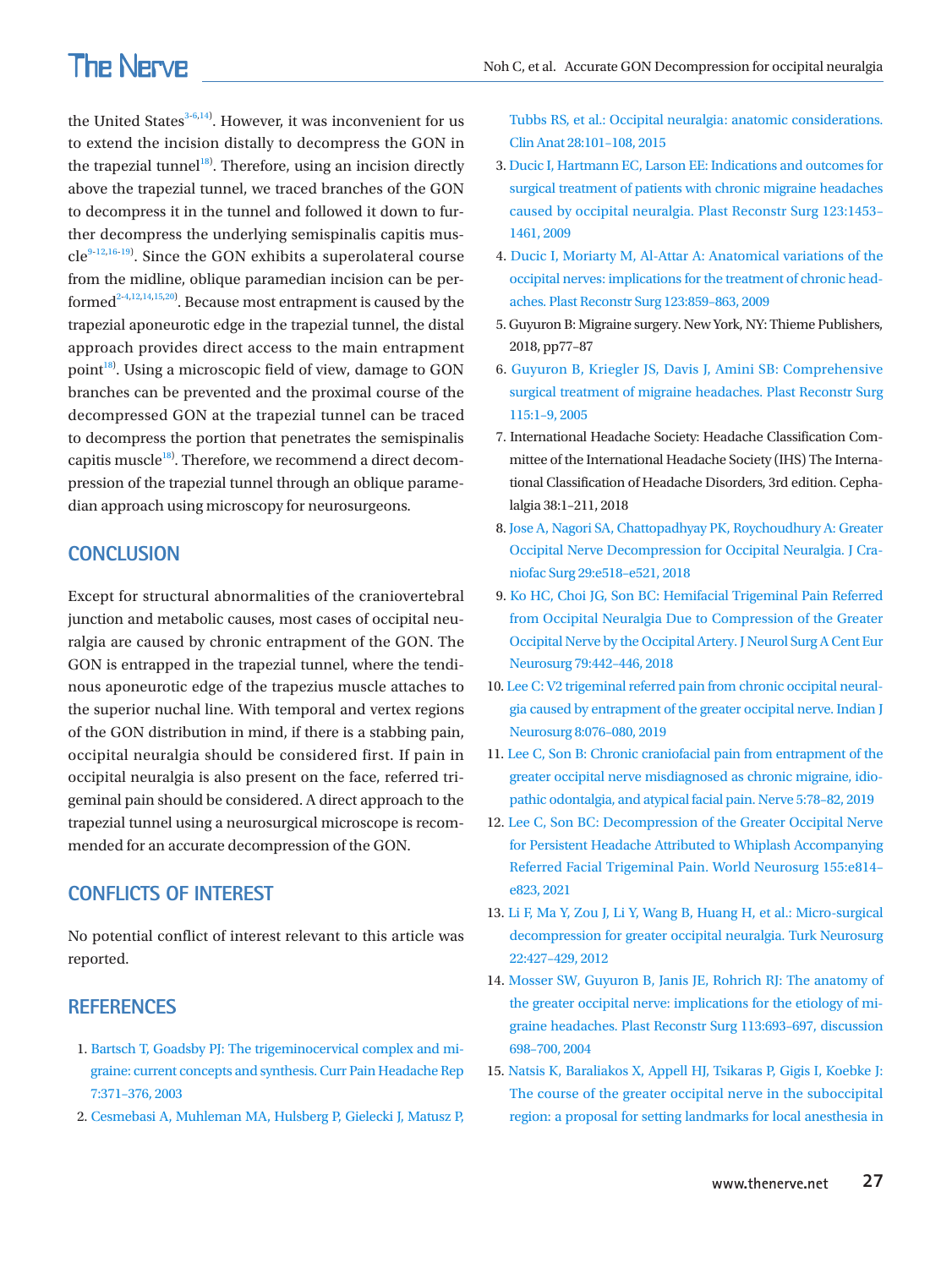the United States[3-6,14]. However, it was inconvenient for us to extend the incision distally to decompress the GON in the trapezial tunnel[18]. Therefore, using an incision directly above the trapezial tunnel, we traced branches of the GON to decompress it in the tunnel and followed it down to further decompress the underlying semispinalis capitis muscle[9-12,16-19]. Since the GON exhibits a superolateral course from the midline, oblique paramedian incision can be performed[2-4,12,14,15,20]. Because most entrapment is caused by the trapezial aponeurotic edge in the trapezial tunnel, the distal approach provides direct access to the main entrapment point[18]. Using a microscopic field of view, damage to GON branches can be prevented and the proximal course of the decompressed GON at the trapezial tunnel can be traced to decompress the portion that penetrates the semispinalis capitis muscle[18]. Therefore, we recommend a direct decompression of the trapezial tunnel through an oblique paramedian approach using microscopy for neurosurgeons.

## CONCLUSION

Except for structural abnormalities of the craniovertebral junction and metabolic causes, most cases of occipital neuralgia are caused by chronic entrapment of the GON. The GON is entrapped in the trapezial tunnel, where the tendinous aponeurotic edge of the trapezius muscle attaches to the superior nuchal line. With temporal and vertex regions of the GON distribution in mind, if there is a stabbing pain, occipital neuralgia should be considered first. If pain in occipital neuralgia is also present on the face, referred trigeminal pain should be considered. A direct approach to the trapezial tunnel using a neurosurgical microscope is recommended for an accurate decompression of the GON.

## CONFLICTS OF INTEREST

No potential conflict of interest relevant to this article was reported.

## REFERENCES

1. Bartsch T, Goadsby PJ: The trigeminocervical complex and migraine: current concepts and synthesis. Curr Pain Headache Rep 7:371–376, 2003
2. Cesmebasi A, Muhleman MA, Hulsberg P, Gielecki J, Matusz P, Tubbs RS, et al.: Occipital neuralgia: anatomic considerations. Clin Anat 28:101–108, 2015
3. Ducic I, Hartmann EC, Larson EE: Indications and outcomes for surgical treatment of patients with chronic migraine headaches caused by occipital neuralgia. Plast Reconstr Surg 123:1453–1461, 2009
4. Ducic I, Moriarty M, Al-Attar A: Anatomical variations of the occipital nerves: implications for the treatment of chronic headaches. Plast Reconstr Surg 123:859–863, 2009
5. Guyuron B: Migraine surgery. New York, NY: Thieme Publishers, 2018, pp77–87
6. Guyuron B, Kriegler JS, Davis J, Amini SB: Comprehensive surgical treatment of migraine headaches. Plast Reconstr Surg 115:1–9, 2005
7. International Headache Society: Headache Classification Committee of the International Headache Society (IHS) The International Classification of Headache Disorders, 3rd edition. Cephalalgia 38:1–211, 2018
8. Jose A, Nagori SA, Chattopadhyay PK, Roychoudhury A: Greater Occipital Nerve Decompression for Occipital Neuralgia. J Craniofac Surg 29:e518–e521, 2018
9. Ko HC, Choi JG, Son BC: Hemifacial Trigeminal Pain Referred from Occipital Neuralgia Due to Compression of the Greater Occipital Nerve by the Occipital Artery. J Neurol Surg A Cent Eur Neurosurg 79:442–446, 2018
10. Lee C: V2 trigeminal referred pain from chronic occipital neuralgia caused by entrapment of the greater occipital nerve. Indian J Neurosurg 8:076–080, 2019
11. Lee C, Son B: Chronic craniofacial pain from entrapment of the greater occipital nerve misdiagnosed as chronic migraine, idiopathic odontalgia, and atypical facial pain. Nerve 5:78–82, 2019
12. Lee C, Son BC: Decompression of the Greater Occipital Nerve for Persistent Headache Attributed to Whiplash Accompanying Referred Facial Trigeminal Pain. World Neurosurg 155:e814–e823, 2021
13. Li F, Ma Y, Zou J, Li Y, Wang B, Huang H, et al.: Micro-surgical decompression for greater occipital neuralgia. Turk Neurosurg 22:427–429, 2012
14. Mosser SW, Guyuron B, Janis JE, Rohrich RJ: The anatomy of the greater occipital nerve: implications for the etiology of migraine headaches. Plast Reconstr Surg 113:693–697, discussion 698–700, 2004
15. Natsis K, Baraliakos X, Appell HJ, Tsikaras P, Gigis I, Koebke J: The course of the greater occipital nerve in the suboccipital region: a proposal for setting landmarks for local anesthesia in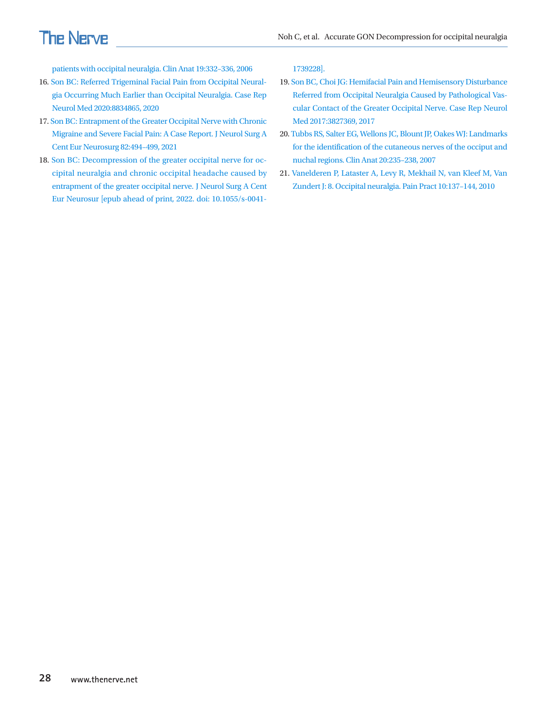patients with occipital neuralgia. Clin Anat 19:332–336, 2006

16. Son BC: Referred Trigeminal Facial Pain from Occipital Neuralgia Occurring Much Earlier than Occipital Neuralgia. Case Rep Neurol Med 2020:8834865, 2020
17. Son BC: Entrapment of the Greater Occipital Nerve with Chronic Migraine and Severe Facial Pain: A Case Report. J Neurol Surg A Cent Eur Neurosurg 82:494–499, 2021
18. Son BC: Decompression of the greater occipital nerve for occipital neuralgia and chronic occipital headache caused by entrapment of the greater occipital nerve. J Neurol Surg A Cent Eur Neurosur [epub ahead of print, 2022. doi: 10.1055/s-0041-1739228].
19. Son BC, Choi JG: Hemifacial Pain and Hemisensory Disturbance Referred from Occipital Neuralgia Caused by Pathological Vascular Contact of the Greater Occipital Nerve. Case Rep Neurol Med 2017:3827369, 2017
20. Tubbs RS, Salter EG, Wellons JC, Blount JP, Oakes WJ: Landmarks for the identification of the cutaneous nerves of the occiput and nuchal regions. Clin Anat 20:235–238, 2007
21. Vanelderen P, Lataster A, Levy R, Mekhail N, van Kleef M, Van Zundert J: 8. Occipital neuralgia. Pain Pract 10:137–144, 2010